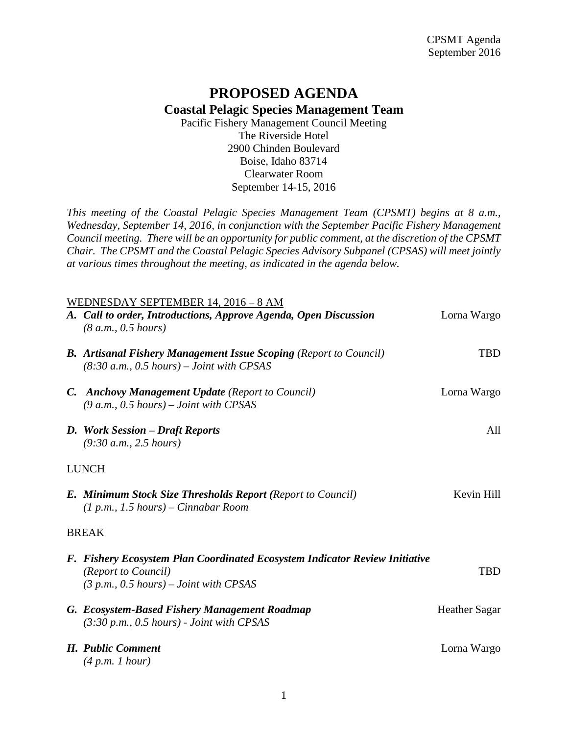# PROPOSED AGENDA

## Coastal Pelagic Species Management Team

Pacific Fishery Management Council Meeting
The Riverside Hotel
2900 Chinden Boulevard
Boise, Idaho 83714
Clearwater Room
September 14-15, 2016

*This meeting of the Coastal Pelagic Species Management Team (CPSMT) begins at 8 a.m., Wednesday, September 14, 2016, in conjunction with the September Pacific Fishery Management Council meeting. There will be an opportunity for public comment, at the discretion of the CPSMT Chair. The CPSMT and the Coastal Pelagic Species Advisory Subpanel (CPSAS) will meet jointly at various times throughout the meeting, as indicated in the agenda below.*

WEDNESDAY SEPTEMBER 14, 2016 – 8 AM

**A. Call to order, Introductions, Approve Agenda, Open Discussion** — Lorna Wargo
*(8 a.m., 0.5 hours)*

**B. Artisanal Fishery Management Issue Scoping** *(Report to Council)* — TBD
*(8:30 a.m., 0.5 hours) – Joint with CPSAS*

**C. Anchovy Management Update** *(Report to Council)* — Lorna Wargo
*(9 a.m., 0.5 hours) – Joint with CPSAS*

**D. Work Session – Draft Reports** — All
*(9:30 a.m., 2.5 hours)*

LUNCH

**E. Minimum Stock Size Thresholds Report (***Report to Council)* — Kevin Hill
*(1 p.m., 1.5 hours) – Cinnabar Room*

BREAK

**F. Fishery Ecosystem Plan Coordinated Ecosystem Indicator Review Initiative** *(Report to Council)* — TBD
*(3 p.m., 0.5 hours) – Joint with CPSAS*

**G. Ecosystem-Based Fishery Management Roadmap** — Heather Sagar
*(3:30 p.m., 0.5 hours) - Joint with CPSAS*

**H. Public Comment** — Lorna Wargo
*(4 p.m. 1 hour)*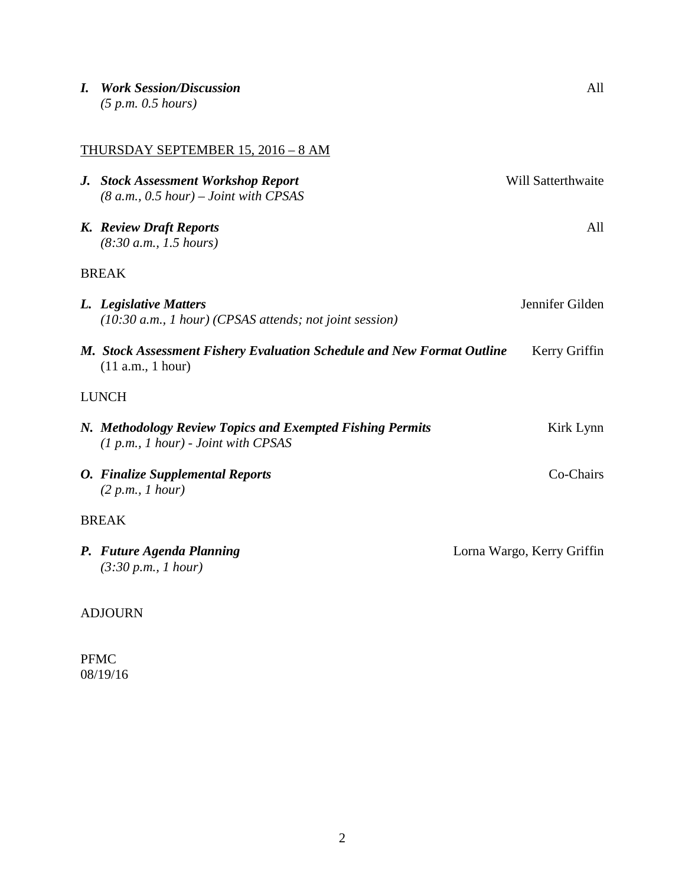***I. Work Session/Discussion*** All
*(5 p.m. 0.5 hours)*

<u>THURSDAY SEPTEMBER 15, 2016 – 8 AM</u>

***J. Stock Assessment Workshop Report*** Will Satterthwaite
*(8 a.m., 0.5 hour) – Joint with CPSAS*

***K. Review Draft Reports*** All
*(8:30 a.m., 1.5 hours)*

BREAK

***L. Legislative Matters*** Jennifer Gilden
*(10:30 a.m., 1 hour) (CPSAS attends; not joint session)*

***M. Stock Assessment Fishery Evaluation Schedule and New Format Outline*** Kerry Griffin
(11 a.m., 1 hour)

LUNCH

***N. Methodology Review Topics and Exempted Fishing Permits*** Kirk Lynn
*(1 p.m., 1 hour) - Joint with CPSAS*

***O. Finalize Supplemental Reports*** Co-Chairs
*(2 p.m., 1 hour)*

BREAK

***P. Future Agenda Planning*** Lorna Wargo, Kerry Griffin
*(3:30 p.m., 1 hour)*

ADJOURN

PFMC
08/19/16